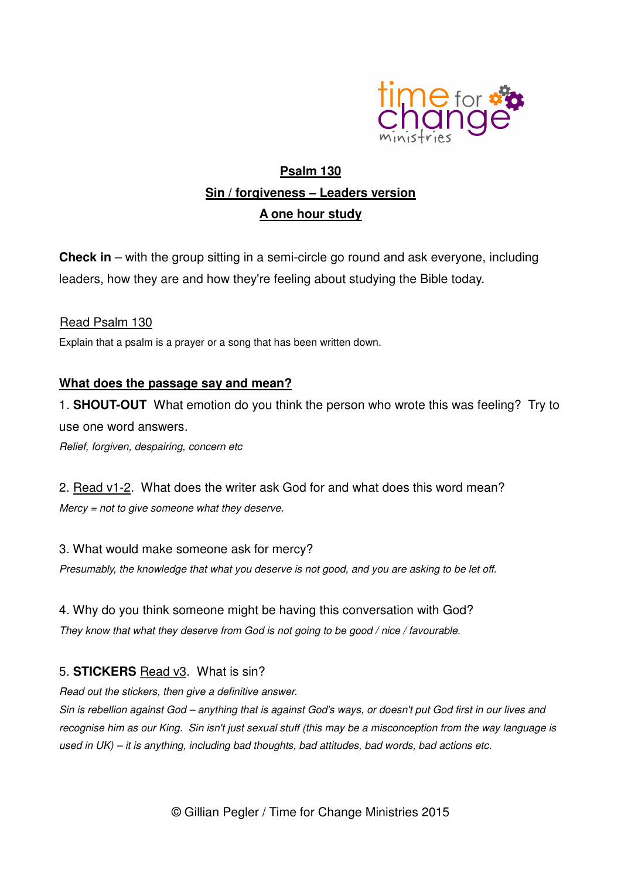# Psalm 130

## Sin / forgiveness – Leaders version

## A one hour study

**Check in** – with the group sitting in a semi-circle go round and ask everyone, including leaders, how they are and how they're feeling about studying the Bible today.

Read Psalm 130

Explain that a psalm is a prayer or a song that has been written down.

### What does the passage say and mean?

1. **SHOUT-OUT** What emotion do you think the person who wrote this was feeling? Try to use one word answers.

*Relief, forgiven, despairing, concern etc*

2. Read v1-2. What does the writer ask God for and what does this word mean?

*Mercy = not to give someone what they deserve.*

3. What would make someone ask for mercy?

*Presumably, the knowledge that what you deserve is not good, and you are asking to be let off.*

4. Why do you think someone might be having this conversation with God?

*They know that what they deserve from God is not going to be good / nice / favourable.*

5. **STICKERS** Read v3. What is sin?

*Read out the stickers, then give a definitive answer.*

*Sin is rebellion against God – anything that is against God's ways, or doesn't put God first in our lives and recognise him as our King. Sin isn't just sexual stuff (this may be a misconception from the way language is used in UK) – it is anything, including bad thoughts, bad attitudes, bad words, bad actions etc.*

© Gillian Pegler / Time for Change Ministries 2015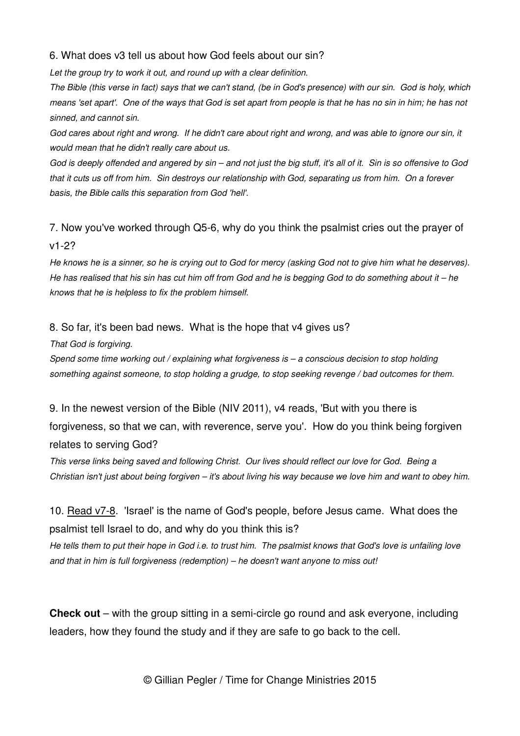6. What does v3 tell us about how God feels about our sin?

*Let the group try to work it out, and round up with a clear definition.*

*The Bible (this verse in fact) says that we can't stand, (be in God's presence) with our sin. God is holy, which means 'set apart'. One of the ways that God is set apart from people is that he has no sin in him; he has not sinned, and cannot sin.*

*God cares about right and wrong. If he didn't care about right and wrong, and was able to ignore our sin, it would mean that he didn't really care about us.*

*God is deeply offended and angered by sin – and not just the big stuff, it's all of it. Sin is so offensive to God that it cuts us off from him. Sin destroys our relationship with God, separating us from him. On a forever basis, the Bible calls this separation from God 'hell'.*

7. Now you've worked through Q5-6, why do you think the psalmist cries out the prayer of v1-2?

*He knows he is a sinner, so he is crying out to God for mercy (asking God not to give him what he deserves). He has realised that his sin has cut him off from God and he is begging God to do something about it – he knows that he is helpless to fix the problem himself.*

8. So far, it's been bad news. What is the hope that v4 gives us?

*That God is forgiving.*

*Spend some time working out / explaining what forgiveness is – a conscious decision to stop holding something against someone, to stop holding a grudge, to stop seeking revenge / bad outcomes for them.*

9. In the newest version of the Bible (NIV 2011), v4 reads, 'But with you there is forgiveness, so that we can, with reverence, serve you'. How do you think being forgiven relates to serving God?

*This verse links being saved and following Christ. Our lives should reflect our love for God. Being a Christian isn't just about being forgiven – it's about living his way because we love him and want to obey him.*

10. <u>Read v7-8</u>. 'Israel' is the name of God's people, before Jesus came. What does the psalmist tell Israel to do, and why do you think this is?

*He tells them to put their hope in God i.e. to trust him. The psalmist knows that God's love is unfailing love and that in him is full forgiveness (redemption) – he doesn't want anyone to miss out!*

**Check out** – with the group sitting in a semi-circle go round and ask everyone, including leaders, how they found the study and if they are safe to go back to the cell.

© Gillian Pegler / Time for Change Ministries 2015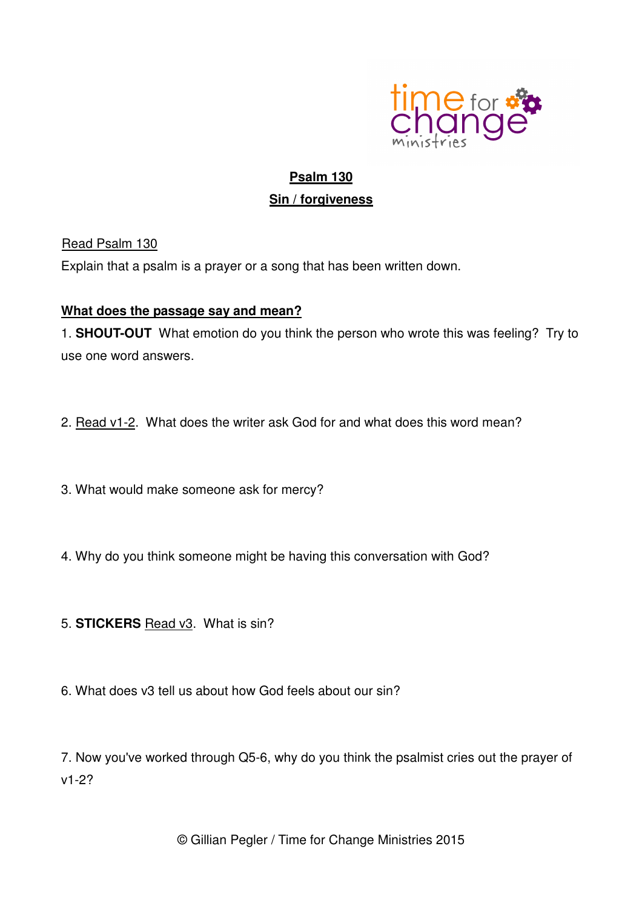**Psalm 130**

**Sin / forgiveness**

Read Psalm 130

Explain that a psalm is a prayer or a song that has been written down.

**What does the passage say and mean?**

1. **SHOUT-OUT** What emotion do you think the person who wrote this was feeling? Try to use one word answers.

2. Read v1-2. What does the writer ask God for and what does this word mean?

3. What would make someone ask for mercy?

4. Why do you think someone might be having this conversation with God?

5. **STICKERS** Read v3. What is sin?

6. What does v3 tell us about how God feels about our sin?

7. Now you've worked through Q5-6, why do you think the psalmist cries out the prayer of v1-2?

© Gillian Pegler / Time for Change Ministries 2015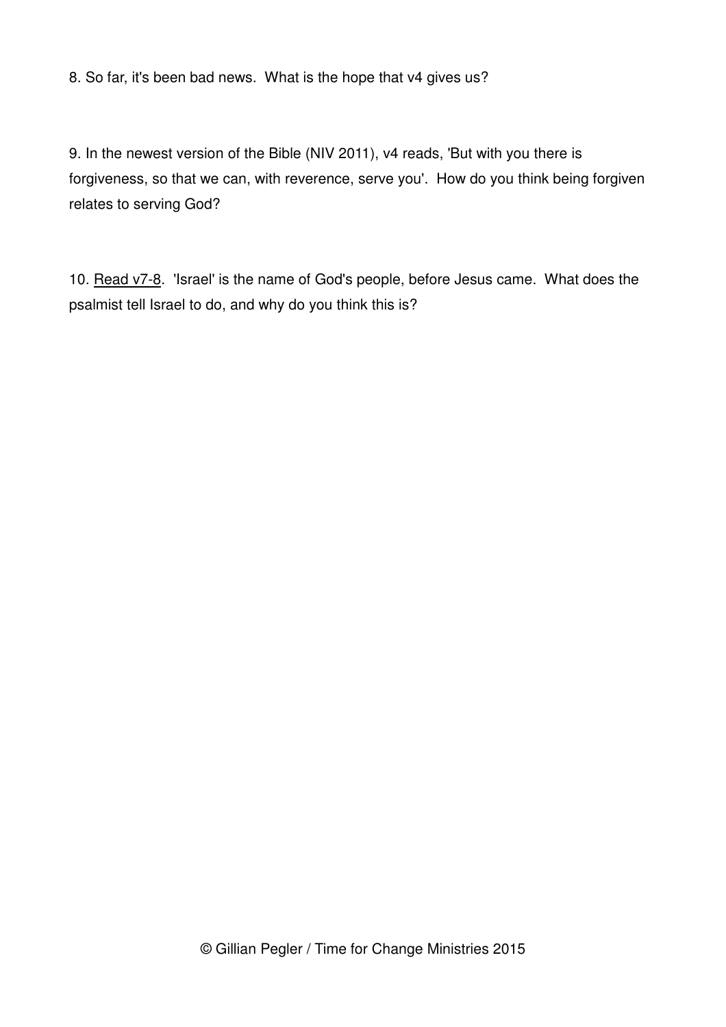8. So far, it's been bad news.  What is the hope that v4 gives us?

9. In the newest version of the Bible (NIV 2011), v4 reads, 'But with you there is forgiveness, so that we can, with reverence, serve you'.  How do you think being forgiven relates to serving God?

10. <u>Read v7-8</u>.  'Israel' is the name of God's people, before Jesus came.  What does the psalmist tell Israel to do, and why do you think this is?

© Gillian Pegler / Time for Change Ministries 2015